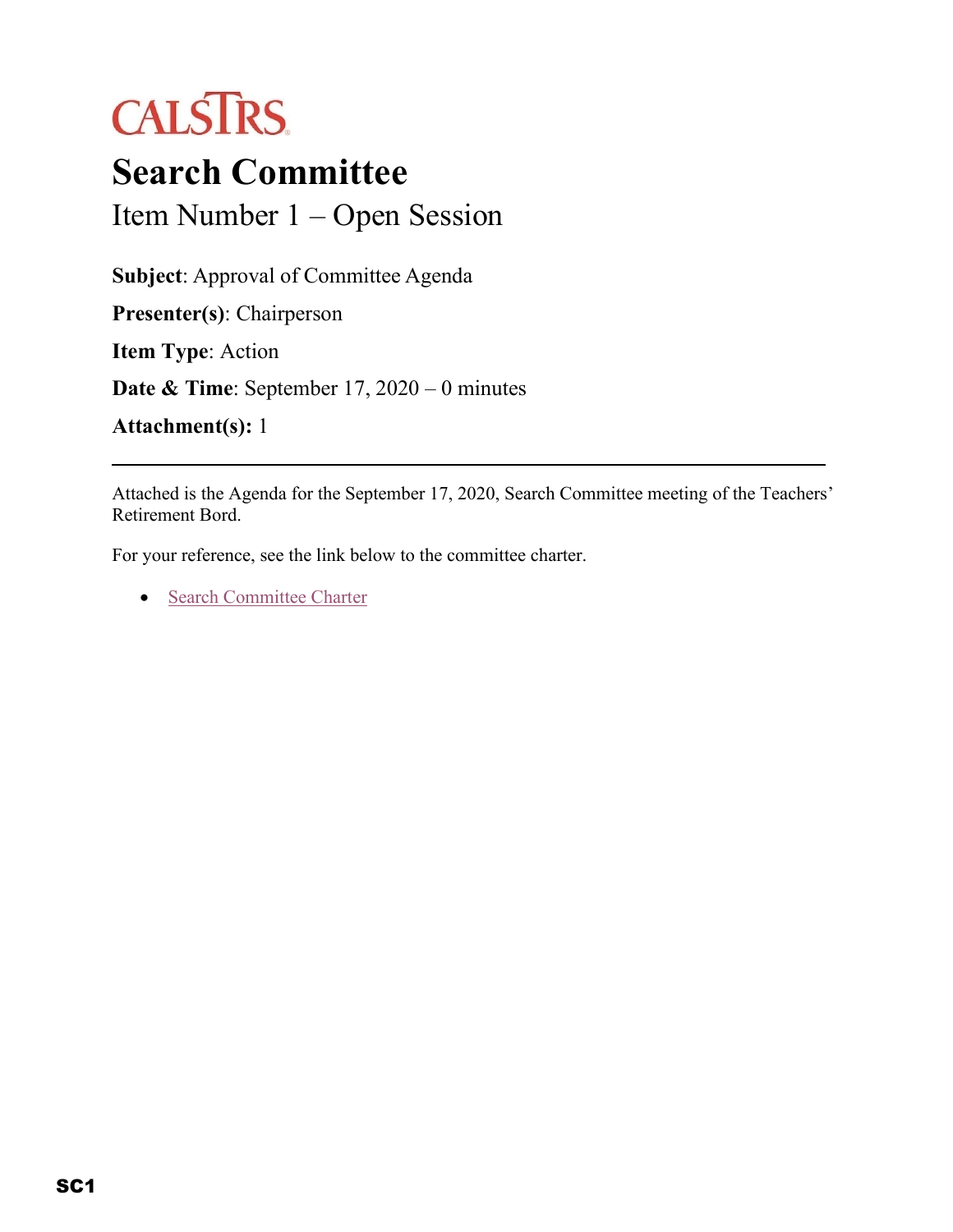CALSTRS

# Search Committee

## Item Number 1 – Open Session

**Subject**: Approval of Committee Agenda

**Presenter(s)**: Chairperson

**Item Type**: Action

**Date & Time**: September 17, 2020 – 0 minutes

**Attachment(s):** 1

---

Attached is the Agenda for the September 17, 2020, Search Committee meeting of the Teachers' Retirement Bord.

For your reference, see the link below to the committee charter.

- Search Committee Charter

SC1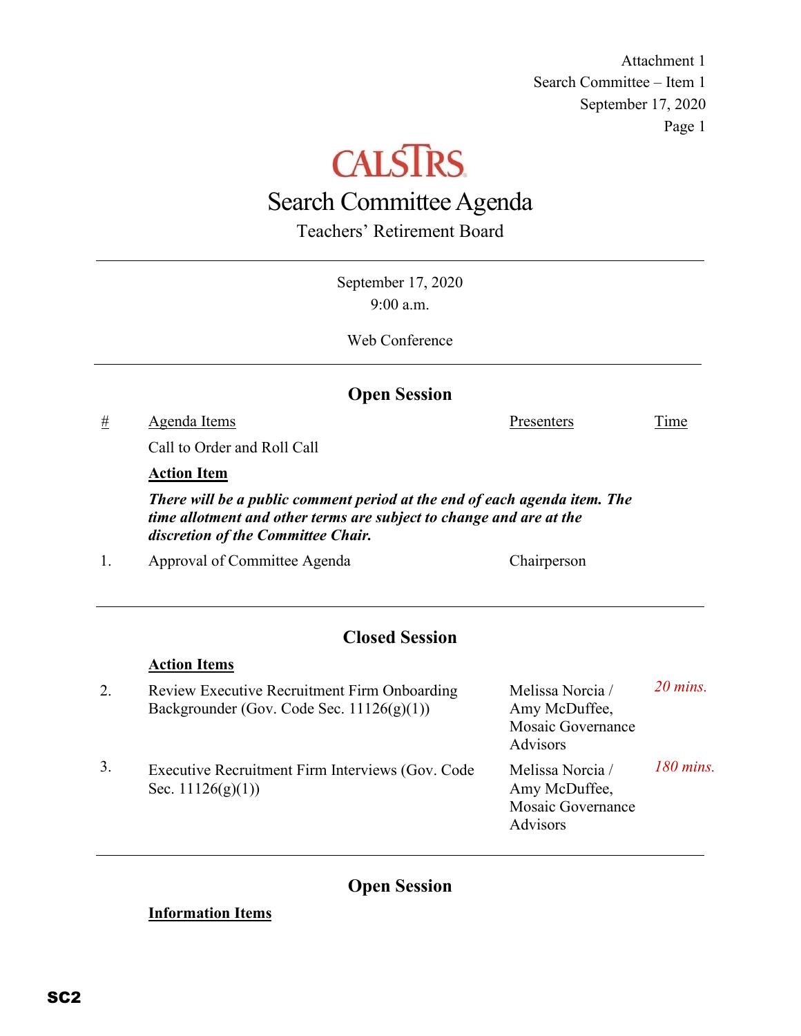Attachment 1
Search Committee – Item 1
September 17, 2020

# Search Committee Agenda

Teachers' Retirement Board

September 17, 2020
9:00 a.m.

Web Conference

---

## Open Session

| # | Agenda Items | Presenters | Time |
|---|---|---|---|
| | Call to Order and Roll Call | | |
| | **Action Item** | | |
| | ***There will be a public comment period at the end of each agenda item. The time allotment and other terms are subject to change and are at the discretion of the Committee Chair.*** | | |
| 1. | Approval of Committee Agenda | Chairperson | |

---

## Closed Session

**Action Items**

| # | Agenda Items | Presenters | Time |
|---|---|---|---|
| 2. | Review Executive Recruitment Firm Onboarding Backgrounder (Gov. Code Sec. 11126(g)(1)) | Melissa Norcia / Amy McDuffee, Mosaic Governance Advisors | *20 mins.* |
| 3. | Executive Recruitment Firm Interviews (Gov. Code Sec. 11126(g)(1)) | Melissa Norcia / Amy McDuffee, Mosaic Governance Advisors | *180 mins.* |

---

## Open Session

**Information Items**

SC2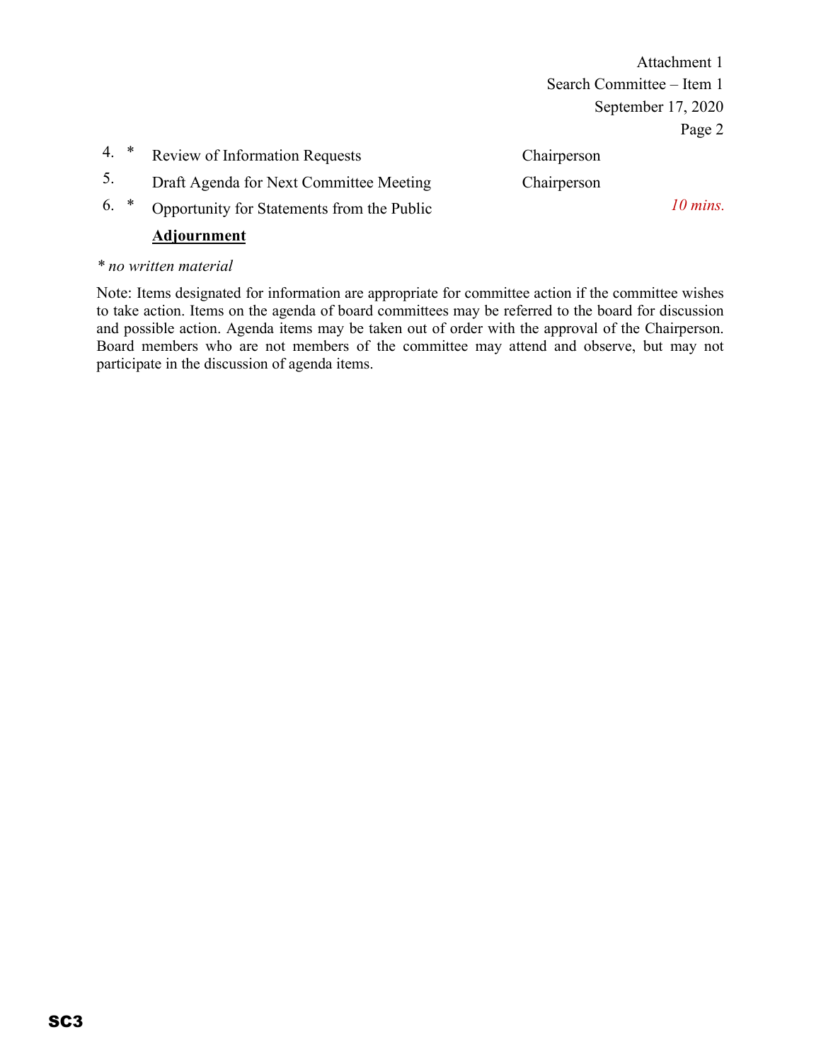Attachment 1
Search Committee – Item 1
September 17, 2020

| | | | |
|---|---|---|---|
| 4. * | Review of Information Requests | Chairperson | |
| 5. | Draft Agenda for Next Committee Meeting | Chairperson | |
| 6. * | Opportunity for Statements from the Public | | *10 mins.* |

**Adjournment**

*\* no written material*

Note: Items designated for information are appropriate for committee action if the committee wishes to take action. Items on the agenda of board committees may be referred to the board for discussion and possible action. Agenda items may be taken out of order with the approval of the Chairperson. Board members who are not members of the committee may attend and observe, but may not participate in the discussion of agenda items.